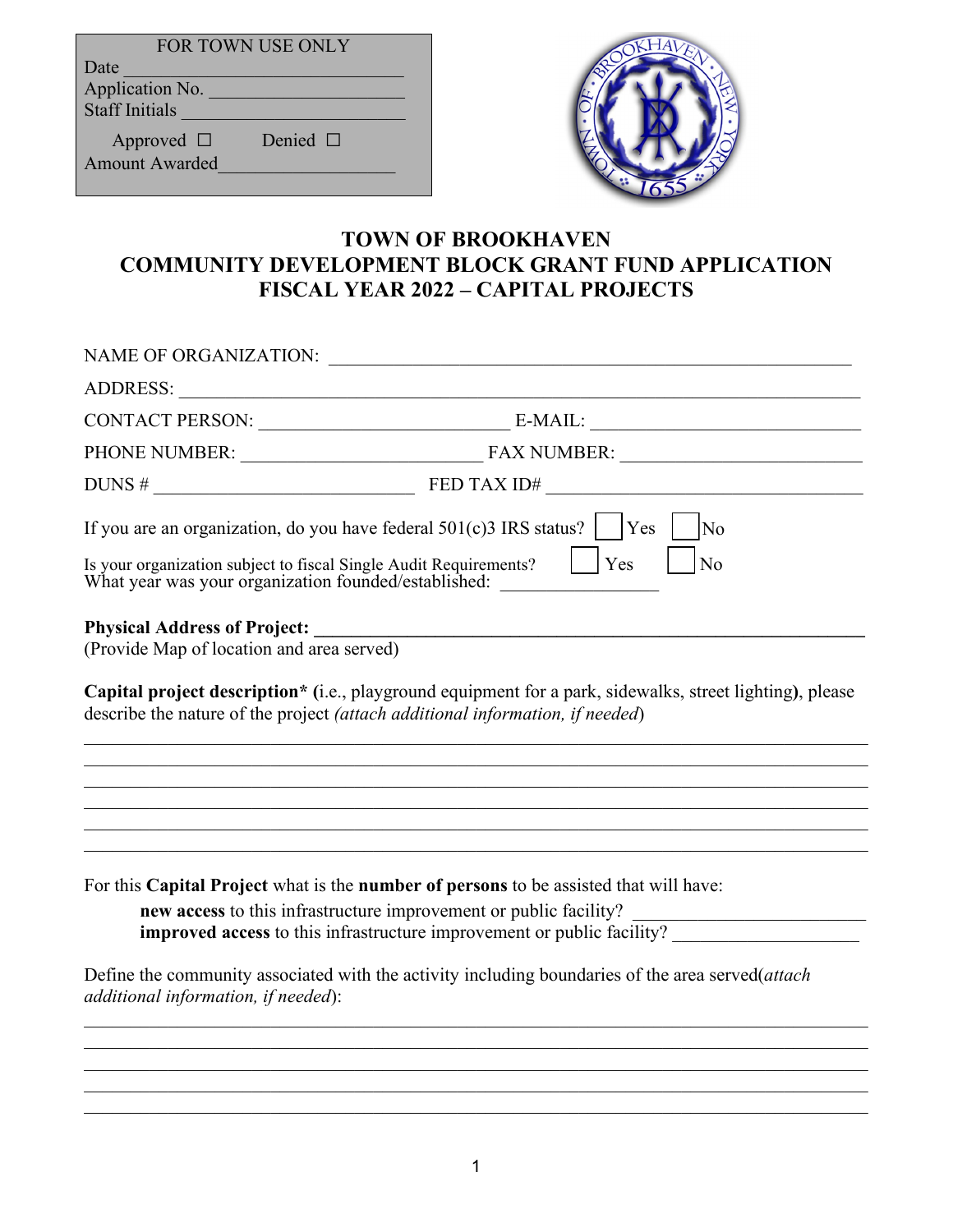FOR TOWN USE ONLY
Date ______________________________
Application No. _____________________
Staff Initials _______________________

Approved ☐ Denied ☐
Amount Awarded__________________

# TOWN OF BROOKHAVEN
# COMMUNITY DEVELOPMENT BLOCK GRANT FUND APPLICATION
# FISCAL YEAR 2022 – CAPITAL PROJECTS

NAME OF ORGANIZATION: ________________________________________________________

ADDRESS: ____________________________________________________________________

CONTACT PERSON: ___________________________ E-MAIL: ____________________________

PHONE NUMBER: __________________________ FAX NUMBER: _________________________

DUNS # ____________________________ FED TAX ID# ___________________________________

If you are an organization, do you have federal 501(c)3 IRS status? ☐ Yes ☐ No

Is your organization subject to fiscal Single Audit Requirements? ☐ Yes ☐ No
What year was your organization founded/established: _________________

**Physical Address of Project: ____________________________________________________________**
(Provide Map of location and area served)

**Capital project description\* (**i.e., playground equipment for a park, sidewalks, street lighting**)**, please describe the nature of the project *(attach additional information, if needed*)

______________________________________________________________________________
______________________________________________________________________________
______________________________________________________________________________
______________________________________________________________________________
______________________________________________________________________________
______________________________________________________________________________

For this **Capital Project** what is the **number of persons** to be assisted that will have:

**new access** to this infrastructure improvement or public facility? ________________________
**improved access** to this infrastructure improvement or public facility? ____________________

Define the community associated with the activity including boundaries of the area served(*attach additional information, if needed*):

______________________________________________________________________________
______________________________________________________________________________
______________________________________________________________________________
______________________________________________________________________________
______________________________________________________________________________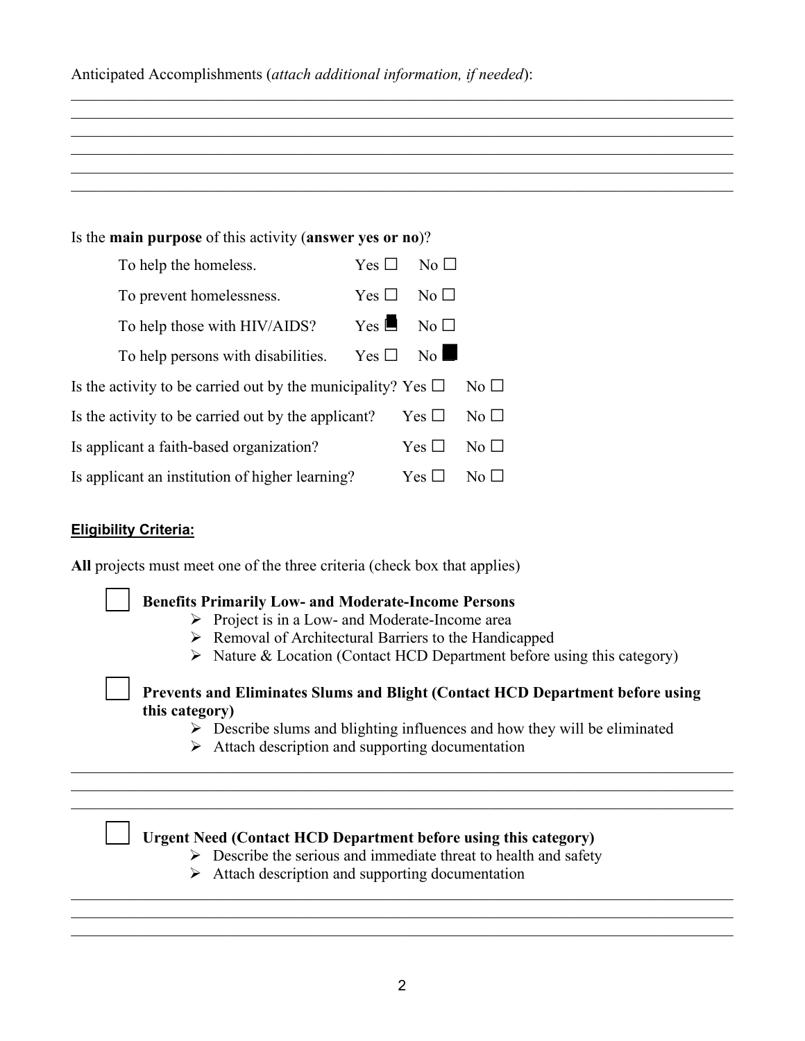Anticipated Accomplishments (*attach additional information, if needed*):

______________________________________________________________________________
______________________________________________________________________________
______________________________________________________________________________
______________________________________________________________________________
______________________________________________________________________________
______________________________________________________________________________

Is the **main purpose** of this activity (**answer yes or no**)?

- To help the homeless. Yes ☐ No ☐
- To prevent homelessness. Yes ☐ No ☐
- To help those with HIV/AIDS? Yes ■ No ☐
- To help persons with disabilities. Yes ☐ No ■

Is the activity to be carried out by the municipality? Yes ☐ No ☐

Is the activity to be carried out by the applicant? Yes ☐ No ☐

Is applicant a faith-based organization? Yes ☐ No ☐

Is applicant an institution of higher learning? Yes ☐ No ☐

**Eligibility Criteria:**

**All** projects must meet one of the three criteria (check box that applies)

☐ **Benefits Primarily Low- and Moderate-Income Persons**

- Project is in a Low- and Moderate-Income area
- Removal of Architectural Barriers to the Handicapped
- Nature & Location (Contact HCD Department before using this category)

☐ **Prevents and Eliminates Slums and Blight (Contact HCD Department before using this category)**

- Describe slums and blighting influences and how they will be eliminated
- Attach description and supporting documentation

______________________________________________________________________________
______________________________________________________________________________
______________________________________________________________________________

☐ **Urgent Need (Contact HCD Department before using this category)**

- Describe the serious and immediate threat to health and safety
- Attach description and supporting documentation

______________________________________________________________________________
______________________________________________________________________________
______________________________________________________________________________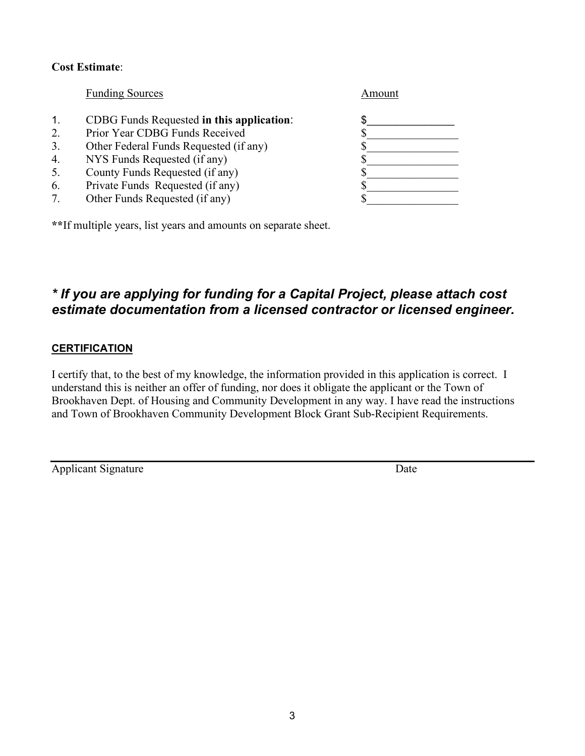**Cost Estimate**:

| | Funding Sources | Amount |
|---|---|---|
| 1. | CDBG Funds Requested **in this application**: | $_______________ |
| 2. | Prior Year CDBG Funds Received | $_______________ |
| 3. | Other Federal Funds Requested (if any) | $_______________ |
| 4. | NYS Funds Requested (if any) | $_______________ |
| 5. | County Funds Requested (if any) | $_______________ |
| 6. | Private Funds Requested (if any) | $_______________ |
| 7. | Other Funds Requested (if any) | $_______________ |

**\*\***If multiple years, list years and amounts on separate sheet.

### *\* If you are applying for funding for a Capital Project, please attach cost estimate documentation from a licensed contractor or licensed engineer.*

**CERTIFICATION**

I certify that, to the best of my knowledge, the information provided in this application is correct. I understand this is neither an offer of funding, nor does it obligate the applicant or the Town of Brookhaven Dept. of Housing and Community Development in any way. I have read the instructions and Town of Brookhaven Community Development Block Grant Sub-Recipient Requirements.

_______________________________________________________________

Applicant Signature                                                                 Date